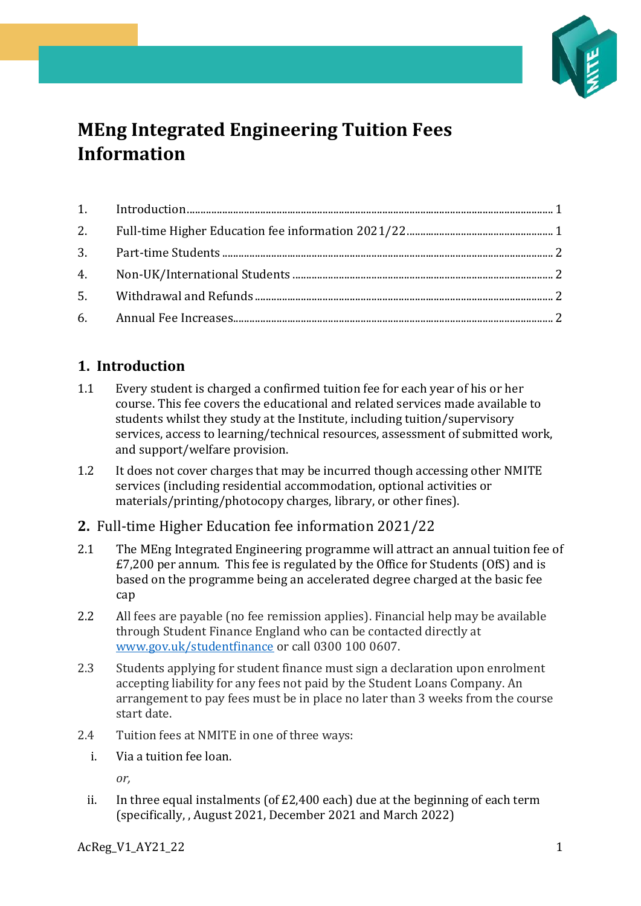# MEng Integrated Engineering Tuition Fees Information

1. Introduction ........ 1
2. Full-time Higher Education fee information 2021/22 ........ 1
3. Part-time Students ........ 2
4. Non-UK/International Students ........ 2
5. Withdrawal and Refunds ........ 2
6. Annual Fee Increases ........ 2

## 1. Introduction

1.1 Every student is charged a confirmed tuition fee for each year of his or her course. This fee covers the educational and related services made available to students whilst they study at the Institute, including tuition/supervisory services, access to learning/technical resources, assessment of submitted work, and support/welfare provision.

1.2 It does not cover charges that may be incurred though accessing other NMITE services (including residential accommodation, optional activities or materials/printing/photocopy charges, library, or other fines).

## 2. Full-time Higher Education fee information 2021/22

2.1 The MEng Integrated Engineering programme will attract an annual tuition fee of £7,200 per annum. This fee is regulated by the Office for Students (OfS) and is based on the programme being an accelerated degree charged at the basic fee cap

2.2 All fees are payable (no fee remission applies). Financial help may be available through Student Finance England who can be contacted directly at [www.gov.uk/studentfinance](www.gov.uk/studentfinance) or call 0300 100 0607.

2.3 Students applying for student finance must sign a declaration upon enrolment accepting liability for any fees not paid by the Student Loans Company. An arrangement to pay fees must be in place no later than 3 weeks from the course start date.

2.4 Tuition fees at NMITE in one of three ways:

i. Via a tuition fee loan.

*or,*

ii. In three equal instalments (of £2,400 each) due at the beginning of each term (specifically, , August 2021, December 2021 and March 2022)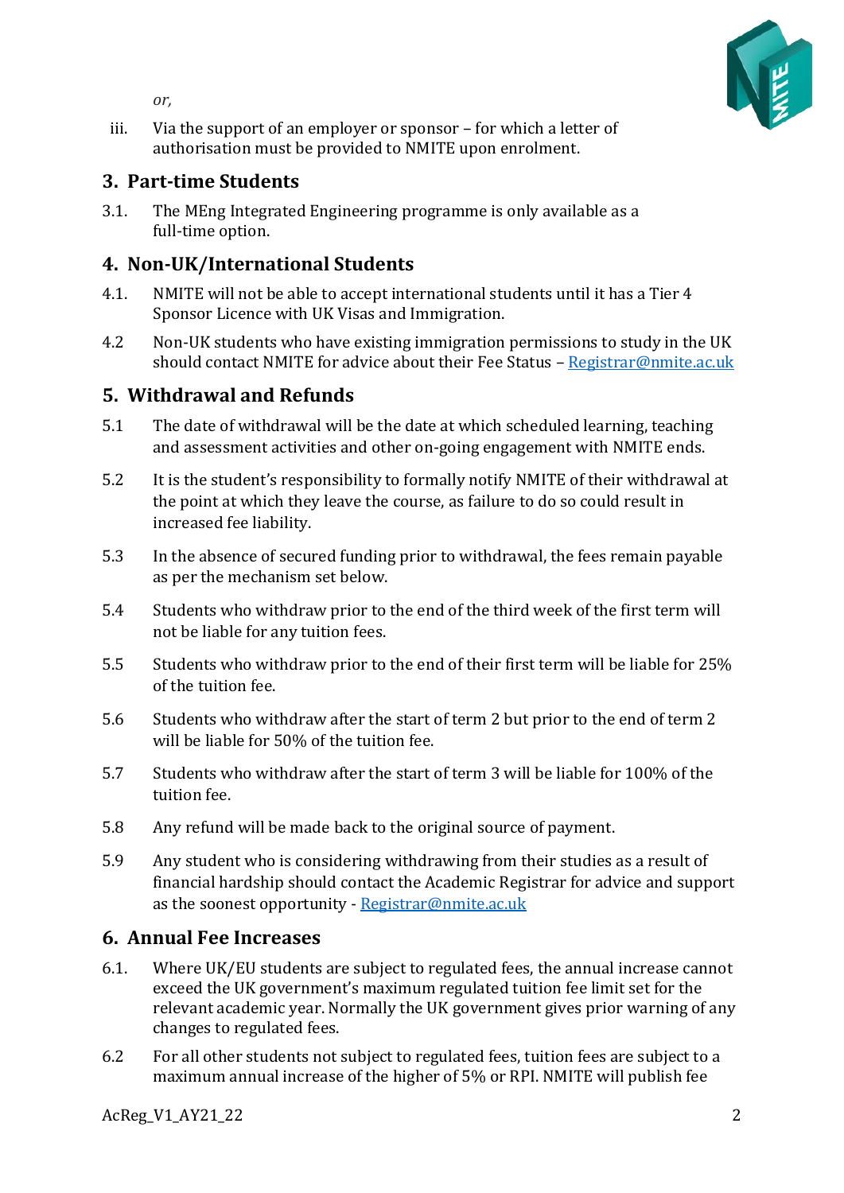*or,*

iii. Via the support of an employer or sponsor – for which a letter of authorisation must be provided to NMITE upon enrolment.

## 3. Part-time Students

3.1. The MEng Integrated Engineering programme is only available as a full-time option.

## 4. Non-UK/International Students

4.1. NMITE will not be able to accept international students until it has a Tier 4 Sponsor Licence with UK Visas and Immigration.

4.2 Non-UK students who have existing immigration permissions to study in the UK should contact NMITE for advice about their Fee Status – [Registrar@nmite.ac.uk](mailto:Registrar@nmite.ac.uk)

## 5. Withdrawal and Refunds

5.1 The date of withdrawal will be the date at which scheduled learning, teaching and assessment activities and other on-going engagement with NMITE ends.

5.2 It is the student's responsibility to formally notify NMITE of their withdrawal at the point at which they leave the course, as failure to do so could result in increased fee liability.

5.3 In the absence of secured funding prior to withdrawal, the fees remain payable as per the mechanism set below.

5.4 Students who withdraw prior to the end of the third week of the first term will not be liable for any tuition fees.

5.5 Students who withdraw prior to the end of their first term will be liable for 25% of the tuition fee.

5.6 Students who withdraw after the start of term 2 but prior to the end of term 2 will be liable for 50% of the tuition fee.

5.7 Students who withdraw after the start of term 3 will be liable for 100% of the tuition fee.

5.8 Any refund will be made back to the original source of payment.

5.9 Any student who is considering withdrawing from their studies as a result of financial hardship should contact the Academic Registrar for advice and support as the soonest opportunity - [Registrar@nmite.ac.uk](mailto:Registrar@nmite.ac.uk)

## 6. Annual Fee Increases

6.1. Where UK/EU students are subject to regulated fees, the annual increase cannot exceed the UK government's maximum regulated tuition fee limit set for the relevant academic year. Normally the UK government gives prior warning of any changes to regulated fees.

6.2 For all other students not subject to regulated fees, tuition fees are subject to a maximum annual increase of the higher of 5% or RPI. NMITE will publish fee

AcReg_V1_AY21_22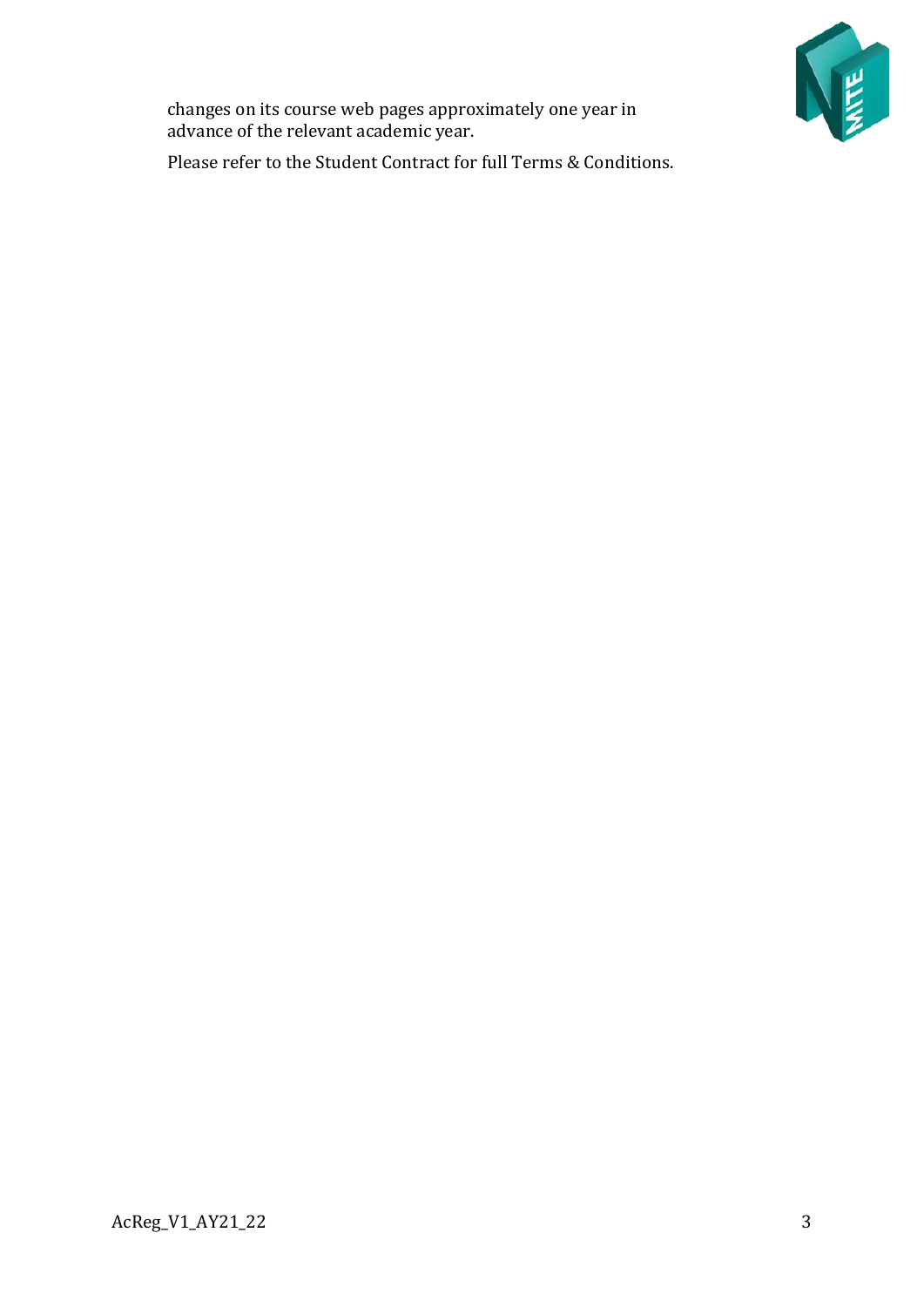changes on its course web pages approximately one year in advance of the relevant academic year.

Please refer to the Student Contract for full Terms & Conditions.